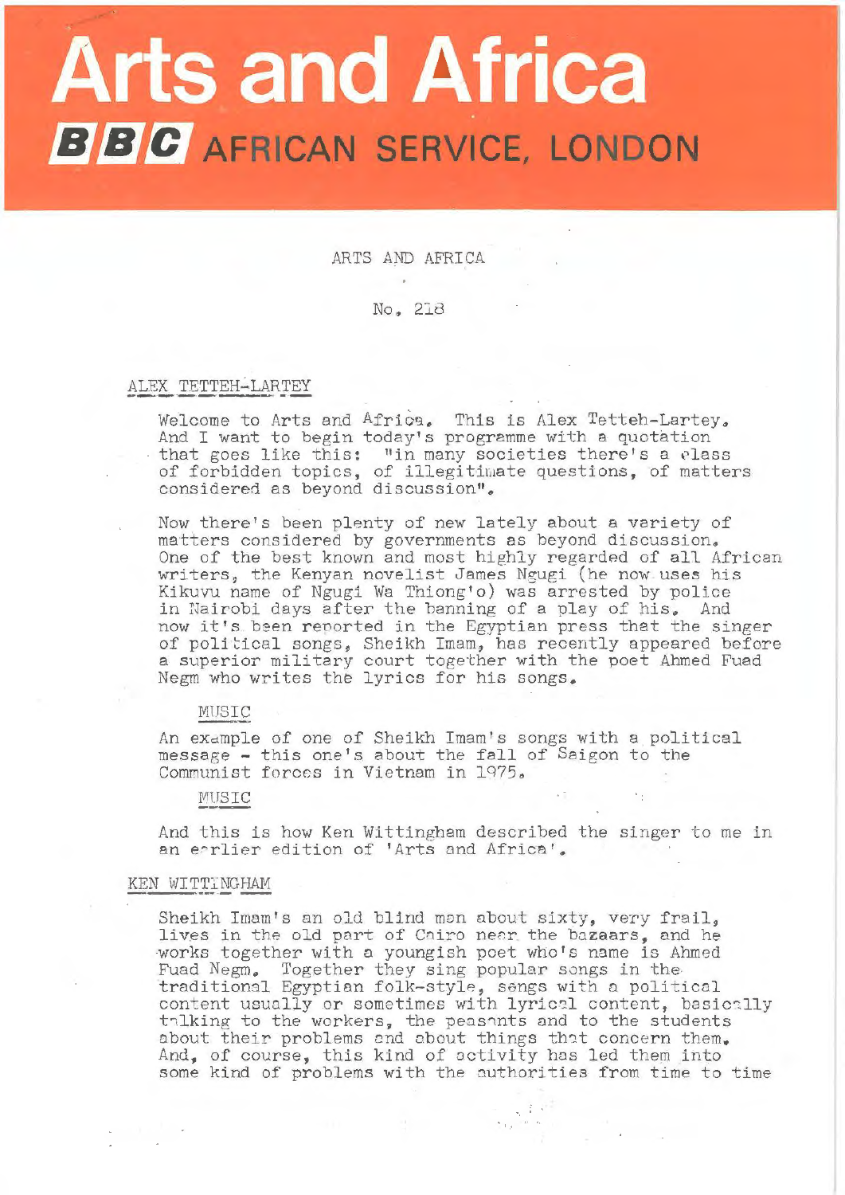# Arts and Africa

## BBC AFRICAN SERVICE, LONDON

ARTS AND AFRICA

No. 218

ALEX TETTEH-LARTEY

Welcome to Arts and Africa. This is Alex Tetteh-Lartey. And I want to begin today's programme with a quotation that goes like this: "in many societies there's a class of forbidden topics, of illegitimate questions, of matters considered as beyond discussion".

Now there's been plenty of new lately about a variety of matters considered by governments as beyond discussion. One of the best known and most highly regarded of all African writers, the Kenyan novelist James Ngugi (he now uses his Kikuvu name of Ngugi Wa Thiong'o) was arrested by police in Nairobi days after the banning of a play of his. And now it's been reported in the Egyptian press that the singer of political songs, Sheikh Imam, has recently appeared before a superior military court together with the poet Ahmed Fuad Negm who writes the lyrics for his songs.

MUSIC

An example of one of Sheikh Imam's songs with a political message - this one's about the fall of Saigon to the Communist forces in Vietnam in 1975.

MUSIC

And this is how Ken Wittingham described the singer to me in an earlier edition of 'Arts and Africa'.

KEN WITTINGHAM

Sheikh Imam's an old blind man about sixty, very frail, lives in the old part of Cairo near the bazaars, and he works together with a youngish poet who's name is Ahmed Fuad Negm. Together they sing popular songs in the traditional Egyptian folk-style, songs with a political content usually or sometimes with lyrical content, basically talking to the workers, the peasants and to the students about their problems and about things that concern them. And, of course, this kind of activity has led them into some kind of problems with the authorities from time to time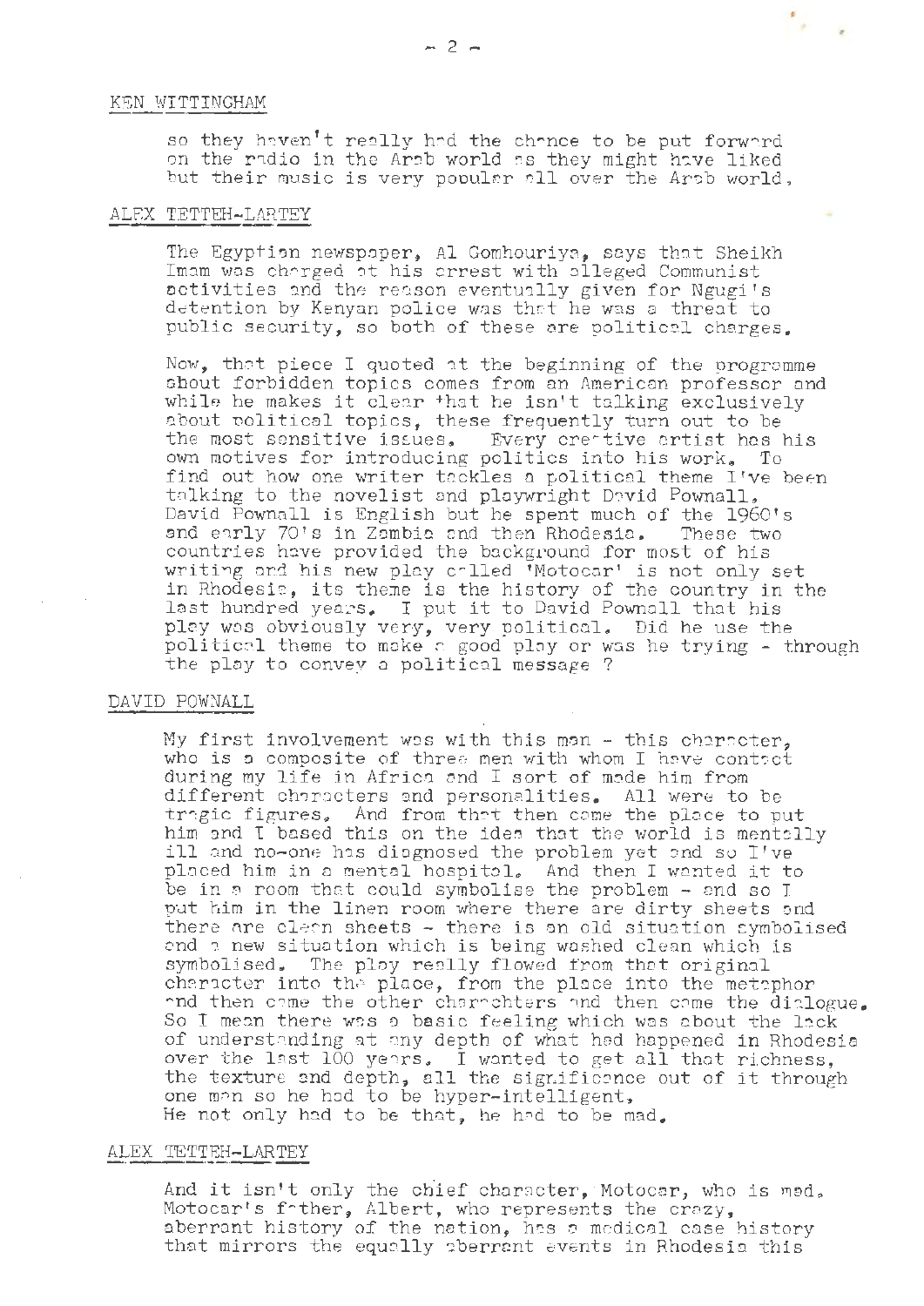KEN WITTINGHAM

so they haven't really had the chance to be put forward on the radio in the Arab world as they might have liked but their music is very popular all over the Arab world.

ALEX TETTEH-LARTEY

The Egyptian newspaper, Al Gomhouriya, says that Sheikh Imam was charged at his arrest with alleged Communist activities and the reason eventually given for Ngugi's detention by Kenyan police was that he was a threat to public security, so both of these are political charges.

Now, that piece I quoted at the beginning of the programme about forbidden topics comes from an American professor and while he makes it clear that he isn't talking exclusively about political topics, these frequently turn out to be the most sensitive issues. Every creative artist has his own motives for introducing politics into his work. To find out how one writer tackles a political theme I've been talking to the novelist and playwright David Pownall. David Pownall is English but he spent much of the 1960's and early 70's in Zambia and then Rhodesia. These two countries have provided the background for most of his writing and his new play called 'Motocar' is not only set in Rhodesia, its theme is the history of the country in the last hundred years. I put it to David Pownall that his play was obviously very, very political. Did he use the political theme to make a good play or was he trying - through the play to convey a political message ?

DAVID POWNALL

My first involvement was with this man - this character, who is a composite of three men with whom I have contact during my life in Africa and I sort of made him from different characters and personalities. All were to be tragic figures. And from that then came the place to put him and I based this on the idea that the world is mentally ill and no-one has diagnosed the problem yet and so I've placed him in a mental hospital. And then I wanted it to be in a room that could symbolise the problem - and so I put him in the linen room where there are dirty sheets and there are clean sheets - there is an old situation symbolised and a new situation which is being washed clean which is symbolised. The play really flowed from that original character into the place, from the place into the metaphor and then came the other charachters and then came the dialogue. So I mean there was a basic feeling which was about the lack of understanding at any depth of what had happened in Rhodesia over the last 100 years. I wanted to get all that richness, the texture and depth, all the significance out of it through one man so he had to be hyper-intelligent. He not only had to be that, he had to be mad.

ALEX TETTEH-LARTEY

And it isn't only the chief character, Motocar, who is mad. Motocar's father, Albert, who represents the crazy, aberrant history of the nation, has a medical case history that mirrors the equally aberrant events in Rhodesia this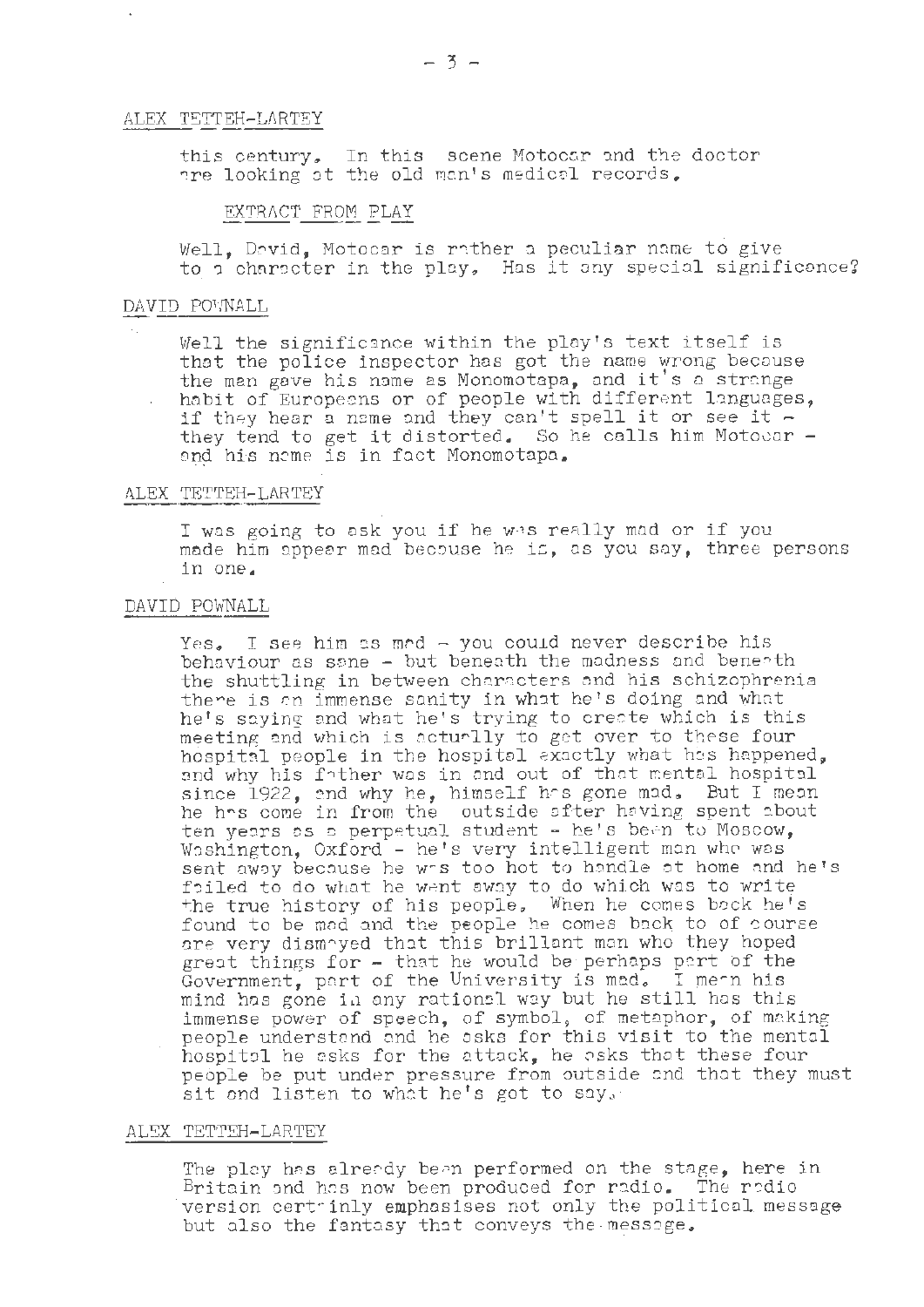ALEX TETTEH-LARTEY

this century. In this scene Motocar and the doctor are looking at the old man's medical records.

EXTRACT FROM PLAY

Well, David, Motocar is rather a peculiar name to give to a character in the play. Has it any special significance?

DAVID POWNALL

Well the significance within the play's text itself is that the police inspector has got the name wrong because the man gave his name as Monomotapa, and it's a strange habit of Europeans or of people with different languages, if they hear a name and they can't spell it or see it - they tend to get it distorted. So he calls him Motocar - and his name is in fact Monomotapa.

ALEX TETTEH-LARTEY

I was going to ask you if he was really mad or if you made him appear mad because he is, as you say, three persons in one.

DAVID POWNALL

Yes. I see him as mad - you could never describe his behaviour as sane - but beneath the madness and beneath the shuttling in between characters and his schizophrenia there is an immense sanity in what he's doing and what he's saying and what he's trying to create which is this meeting and which is actually to get over to these four hospital people in the hospital exactly what has happened, and why his father was in and out of that mental hospital since 1922, and why he, himself has gone mad. But I mean he has come in from the outside after having spent about ten years as a perpetual student - he's been to Moscow, Washington, Oxford - he's very intelligent man who was sent away because he was too hot to handle at home and he's failed to do what he went away to do which was to write the true history of his people. When he comes back he's found to be mad and the people he comes back to of course are very dismayed that this brillant man who they hoped great things for - that he would be perhaps part of the Government, part of the University is mad. I mean his mind has gone in any rational way but he still has this immense power of speech, of symbol, of metaphor, of making people understand and he asks for this visit to the mental hospital he asks for the attack, he asks that these four people be put under pressure from outside and that they must sit and listen to what he's got to say.

ALEX TETTEH-LARTEY

The play has already been performed on the stage, here in Britain and has now been produced for radio. The radio version certainly emphasises not only the political message but also the fantasy that conveys the message.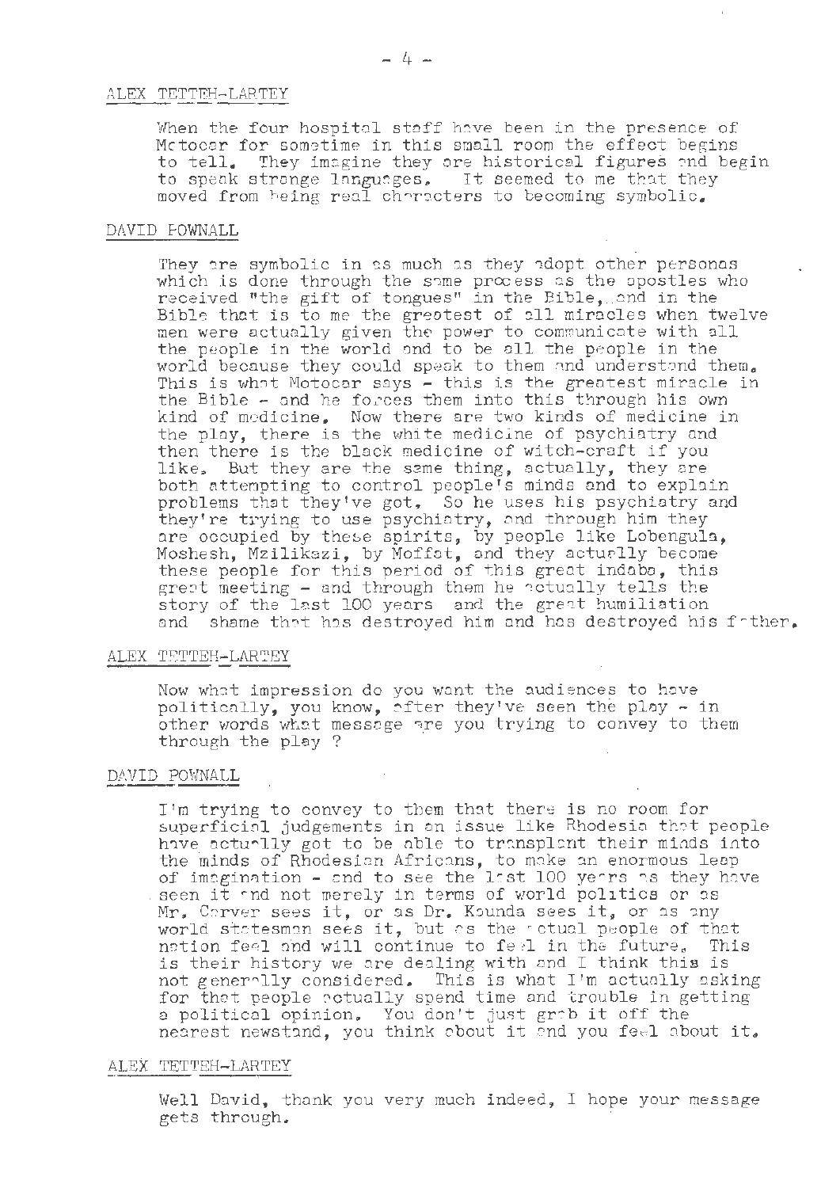ALEX TETTEH-LARTEY

When the four hospital staff have been in the presence of Motocar for sometime in this small room the effect begins to tell. They imagine they are historical figures and begin to speak strange languages. It seemed to me that they moved from being real characters to becoming symbolic.

DAVID POWNALL

They are symbolic in as much as they adopt other personas which is done through the same process as the apostles who received "the gift of tongues" in the Bible, and in the Bible that is to me the greatest of all miracles when twelve men were actually given the power to communicate with all the people in the world and to be all the people in the world because they could speak to them and understand them. This is what Motocar says - this is the greatest miracle in the Bible - and he forces them into this through his own kind of medicine. Now there are two kinds of medicine in the play, there is the white medicine of psychiatry and then there is the black medicine of witch-craft if you like. But they are the same thing, actually, they are both attempting to control people's minds and to explain problems that they've got. So he uses his psychiatry and they're trying to use psychiatry, and through him they are occupied by these spirits, by people like Lobengula, Moshesh, Mzilikazi, by Moffat, and they actually become these people for this period of this great indaba, this great meeting - and through them he actually tells the story of the last 100 years and the great humiliation and shame that has destroyed him and has destroyed his father.

ALEX TETTEH-LARTEY

Now what impression do you want the audiences to have politically, you know, after they've seen the play - in other words what message are you trying to convey to them through the play ?

DAVID POWNALL

I'm trying to convey to them that there is no room for superficial judgements in an issue like Rhodesia that people have actually got to be able to transplant their minds into the minds of Rhodesian Africans, to make an enormous leap of imagination - and to see the last 100 years as they have seen it and not merely in terms of world politics or as Mr. Carver sees it, or as Dr. Kaunda sees it, or as any world statesman sees it, but as the actual people of that nation feel and will continue to feel in the future. This is their history we are dealing with and I think this is not generally considered. This is what I'm actually asking for that people actually spend time and trouble in getting a political opinion. You don't just grab it off the nearest newstand, you think about it and you feel about it.

ALEX TETTEH-LARTEY

Well David, thank you very much indeed, I hope your message gets through.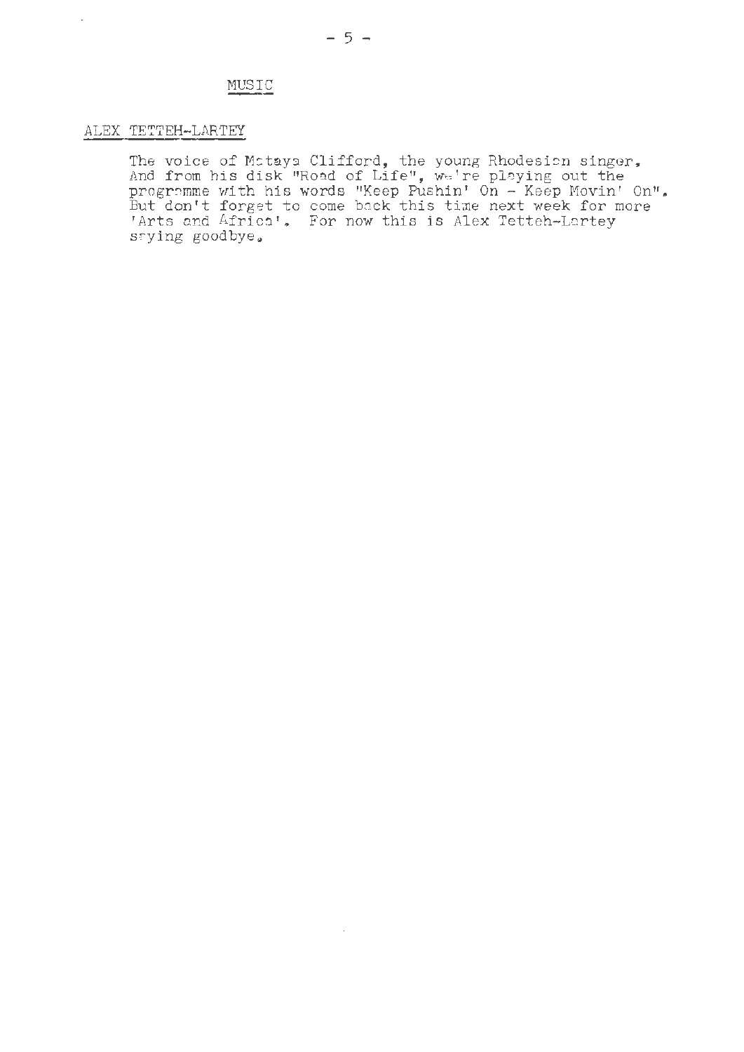MUSIC

ALEX TETTEH-LARTEY

The voice of Mataya Clifford, the young Rhodesian singer. And from his disk "Road of Life", we're playing out the programme with his words "Keep Pushin' On - Keep Movin' On". But don't forget to come back this time next week for more 'Arts and Africa'. For now this is Alex Tetteh-Lartey saying goodbye.